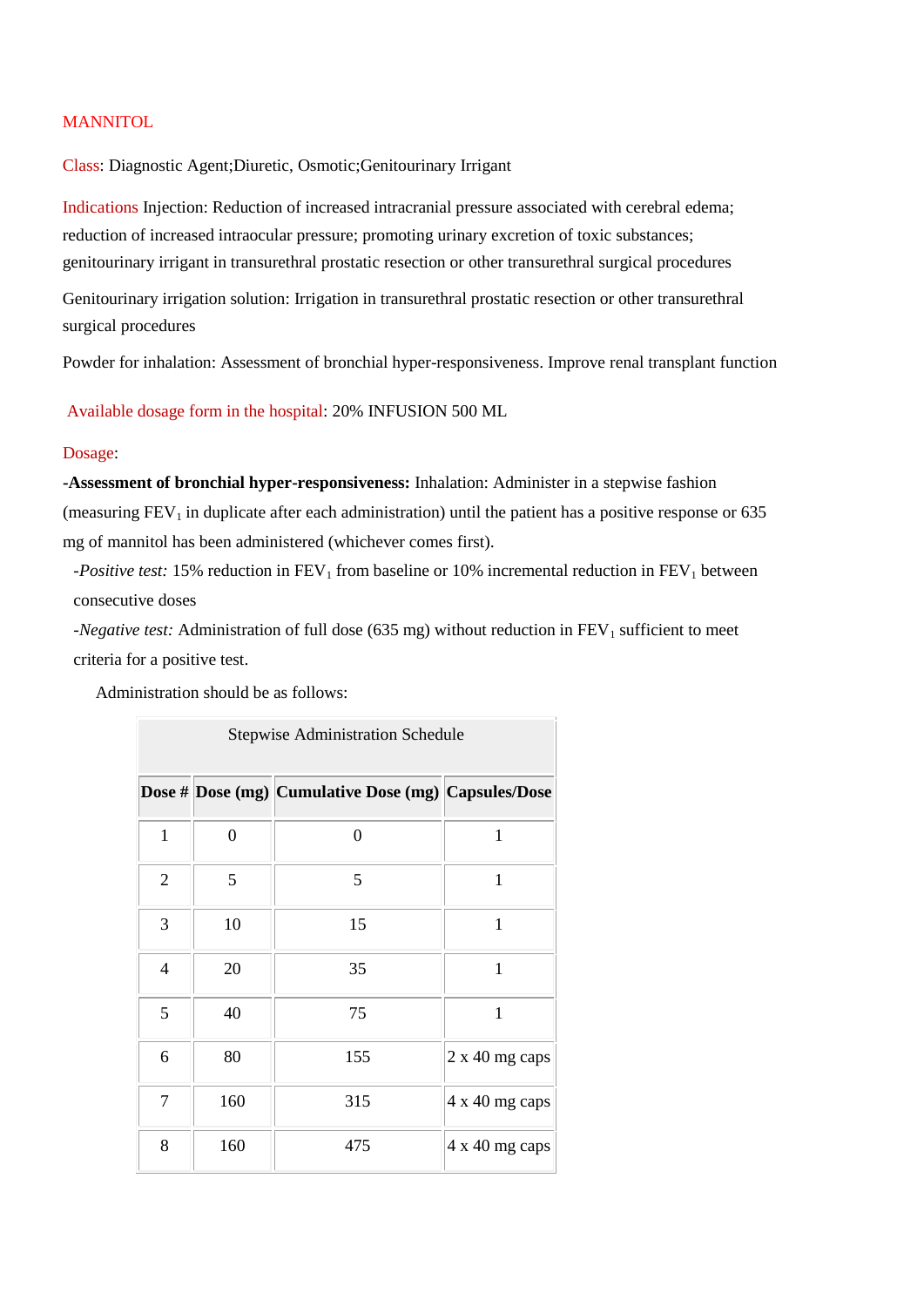# MANNITOL

**Class**: Diagnostic Agent;Diuretic, Osmotic;Genitourinary Irrigant

**Indications** Injection: Reduction of increased intracranial pressure associated with cerebral edema; reduction of increased intraocular pressure; promoting urinary excretion of toxic substances; genitourinary irrigant in transurethral prostatic resection or other transurethral surgical procedures

Genitourinary irrigation solution: Irrigation in transurethral prostatic resection or other transurethral surgical procedures

Powder for inhalation: Assessment of bronchial hyper-responsiveness. Improve renal transplant function

**Available dosage form in the hospital**: 20% INFUSION 500 ML

**Dosage**:

**-Assessment of bronchial hyper-responsiveness:** Inhalation: Administer in a stepwise fashion (measuring $FEV_1$ in duplicate after each administration) until the patient has a positive response or 635 mg of mannitol has been administered (whichever comes first).

-*Positive test:* 15% reduction in $FEV_1$ from baseline or 10% incremental reduction in $FEV_1$ between consecutive doses

-*Negative test:* Administration of full dose (635 mg) without reduction in $FEV_1$ sufficient to meet criteria for a positive test.

Administration should be as follows:

| Stepwise Administration Schedule | | | |
|---|---|---|---|
| **Dose #** | **Dose (mg)** | **Cumulative Dose (mg)** | **Capsules/Dose** |
| 1 | 0 | 0 | 1 |
| 2 | 5 | 5 | 1 |
| 3 | 10 | 15 | 1 |
| 4 | 20 | 35 | 1 |
| 5 | 40 | 75 | 1 |
| 6 | 80 | 155 | 2 x 40 mg caps |
| 7 | 160 | 315 | 4 x 40 mg caps |
| 8 | 160 | 475 | 4 x 40 mg caps |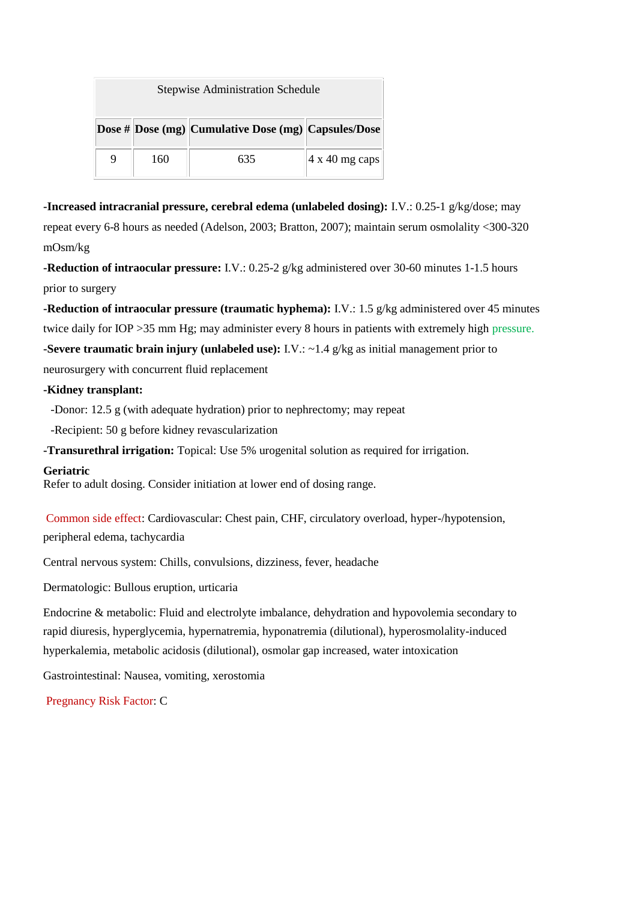| Stepwise Administration Schedule | | | |
|---|---|---|---|
| **Dose #** | **Dose (mg)** | **Cumulative Dose (mg)** | **Capsules/Dose** |
| 9 | 160 | 635 | 4 x 40 mg caps |

**-Increased intracranial pressure, cerebral edema (unlabeled dosing):** I.V.: 0.25-1 g/kg/dose; may repeat every 6-8 hours as needed (Adelson, 2003; Bratton, 2007); maintain serum osmolality <300-320 mOsm/kg

**-Reduction of intraocular pressure:** I.V.: 0.25-2 g/kg administered over 30-60 minutes 1-1.5 hours prior to surgery

**-Reduction of intraocular pressure (traumatic hyphema):** I.V.: 1.5 g/kg administered over 45 minutes twice daily for IOP >35 mm Hg; may administer every 8 hours in patients with extremely high pressure.

**-Severe traumatic brain injury (unlabeled use):** I.V.: ~1.4 g/kg as initial management prior to neurosurgery with concurrent fluid replacement

**-Kidney transplant:**

-Donor: 12.5 g (with adequate hydration) prior to nephrectomy; may repeat

-Recipient: 50 g before kidney revascularization

**-Transurethral irrigation:** Topical: Use 5% urogenital solution as required for irrigation.

**Geriatric**

Refer to adult dosing. Consider initiation at lower end of dosing range.

Common side effect: Cardiovascular: Chest pain, CHF, circulatory overload, hyper-/hypotension, peripheral edema, tachycardia

Central nervous system: Chills, convulsions, dizziness, fever, headache

Dermatologic: Bullous eruption, urticaria

Endocrine & metabolic: Fluid and electrolyte imbalance, dehydration and hypovolemia secondary to rapid diuresis, hyperglycemia, hypernatremia, hyponatremia (dilutional), hyperosmolality-induced hyperkalemia, metabolic acidosis (dilutional), osmolar gap increased, water intoxication

Gastrointestinal: Nausea, vomiting, xerostomia

Pregnancy Risk Factor: C